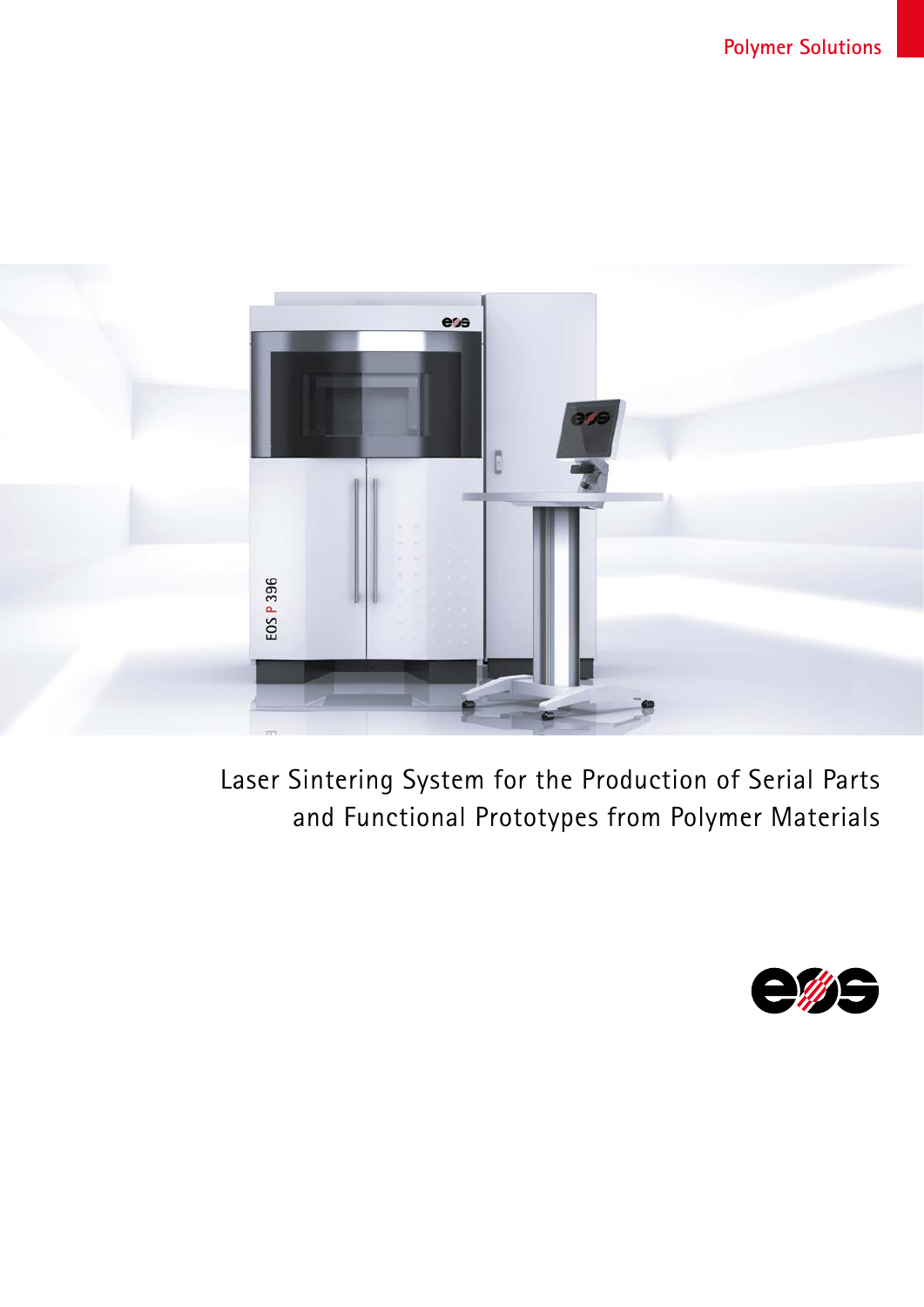Polymer Solutions

# Laser Sintering System for the Production of Serial Parts and Functional Prototypes from Polymer Materials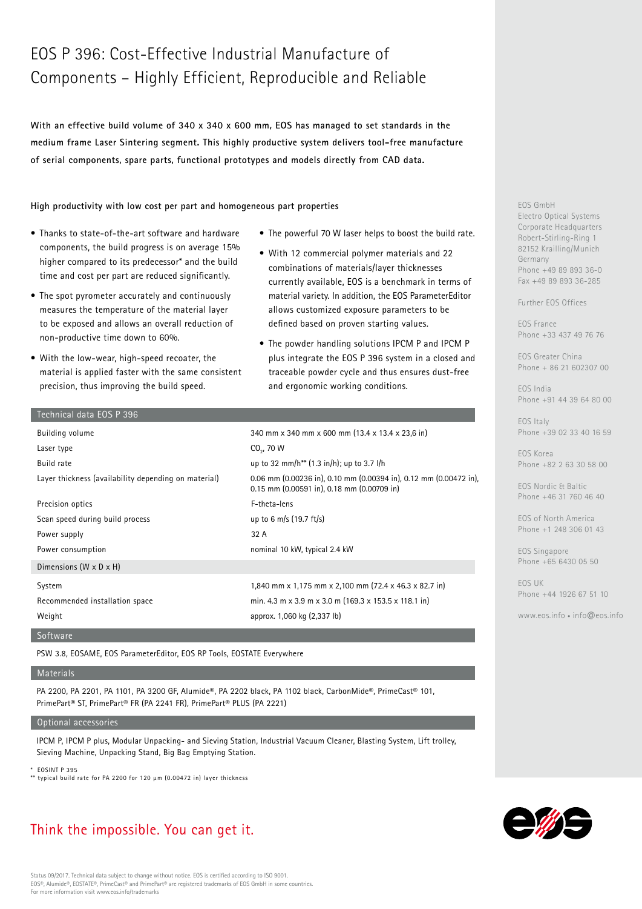# EOS P 396: Cost-Effective Industrial Manufacture of Components – Highly Efficient, Reproducible and Reliable

**With an effective build volume of 340 x 340 x 600 mm, EOS has managed to set standards in the medium frame Laser Sintering segment. This highly productive system delivers tool-free manufacture of serial components, spare parts, functional prototypes and models directly from CAD data.**

### High productivity with low cost per part and homogeneous part properties

- Thanks to state-of-the-art software and hardware components, the build progress is on average 15% higher compared to its predecessor* and the build time and cost per part are reduced significantly.
- The spot pyrometer accurately and continuously measures the temperature of the material layer to be exposed and allows an overall reduction of non-productive time down to 60%.
- With the low-wear, high-speed recoater, the material is applied faster with the same consistent precision, thus improving the build speed.
- The powerful 70 W laser helps to boost the build rate.
- With 12 commercial polymer materials and 22 combinations of materials/layer thicknesses currently available, EOS is a benchmark in terms of material variety. In addition, the EOS ParameterEditor allows customized exposure parameters to be defined based on proven starting values.
- The powder handling solutions IPCM P and IPCM P plus integrate the EOS P 396 system in a closed and traceable powder cycle and thus ensures dust-free and ergonomic working conditions.

| Technical data EOS P 396 | |
|---|---|
| Building volume | 340 mm x 340 mm x 600 mm (13.4 x 13.4 x 23,6 in) |
| Laser type | $CO_2$, 70 W |
| Build rate | up to 32 mm/h** (1.3 in/h); up to 3.7 l/h |
| Layer thickness (availability depending on material) | 0.06 mm (0.00236 in), 0.10 mm (0.00394 in), 0.12 mm (0.00472 in), 0.15 mm (0.00591 in), 0.18 mm (0.00709 in) |
| Precision optics | F-theta-lens |
| Scan speed during build process | up to 6 m/s (19.7 ft/s) |
| Power supply | 32 A |
| Power consumption | nominal 10 kW, typical 2.4 kW |
| **Dimensions (W x D x H)** | |
| System | 1,840 mm x 1,175 mm x 2,100 mm (72.4 x 46.3 x 82.7 in) |
| Recommended installation space | min. 4.3 m x 3.9 m x 3.0 m (169.3 x 153.5 x 118.1 in) |
| Weight | approx. 1,060 kg (2,337 lb) |

### Software

PSW 3.8, EOSAME, EOS ParameterEditor, EOS RP Tools, EOSTATE Everywhere

### Materials

PA 2200, PA 2201, PA 1101, PA 3200 GF, Alumide®, PA 2202 black, PA 1102 black, CarbonMide®, PrimeCast® 101, PrimePart® ST, PrimePart® FR (PA 2241 FR), PrimePart® PLUS (PA 2221)

### Optional accessories

IPCM P, IPCM P plus, Modular Unpacking- and Sieving Station, Industrial Vacuum Cleaner, Blasting System, Lift trolley, Sieving Machine, Unpacking Stand, Big Bag Emptying Station.

\* EOSINT P 395
\** typical build rate for PA 2200 for 120 µm (0.00472 in) layer thickness

EOS GmbH
Electro Optical Systems
Corporate Headquarters
Robert-Stirling-Ring 1
82152 Krailling/Munich
Germany
Phone +49 89 893 36-0
Fax +49 89 893 36-285

Further EOS Offices

EOS France
Phone +33 437 49 76 76

EOS Greater China
Phone + 86 21 602307 00

EOS India
Phone +91 44 39 64 80 00

EOS Italy
Phone +39 02 33 40 16 59

EOS Korea
Phone +82 2 63 30 58 00

EOS Nordic & Baltic
Phone +46 31 760 46 40

EOS of North America
Phone +1 248 306 01 43

EOS Singapore
Phone +65 6430 05 50

EOS UK
Phone +44 1926 67 51 10

www.eos.info • info@eos.info

Think the impossible. You can get it.

Status 09/2017. Technical data subject to change without notice. EOS is certified according to ISO 9001.
EOS®, Alumide®, EOSTATE®, PrimeCast® and PrimePart® are registered trademarks of EOS GmbH in some countries.
For more information visit www.eos.info/trademarks